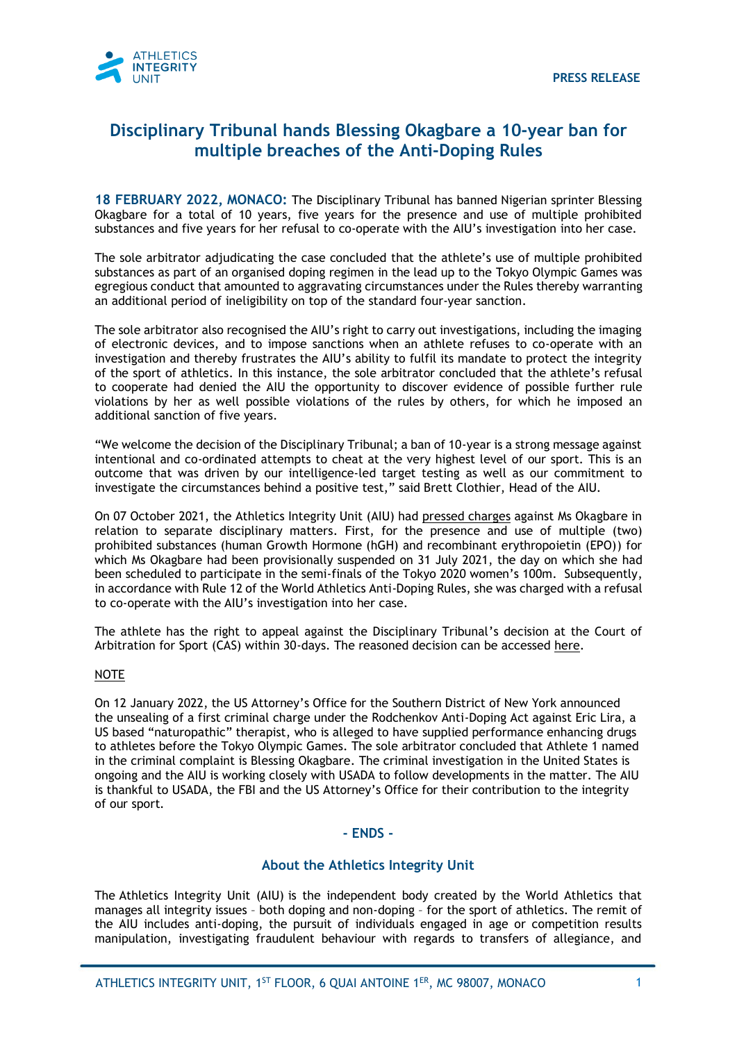ATHLETICS INTEGRITY UNIT

**PRESS RELEASE**

# Disciplinary Tribunal hands Blessing Okagbare a 10-year ban for multiple breaches of the Anti-Doping Rules

**18 FEBRUARY 2022, MONACO:** The Disciplinary Tribunal has banned Nigerian sprinter Blessing Okagbare for a total of 10 years, five years for the presence and use of multiple prohibited substances and five years for her refusal to co-operate with the AIU's investigation into her case.

The sole arbitrator adjudicating the case concluded that the athlete's use of multiple prohibited substances as part of an organised doping regimen in the lead up to the Tokyo Olympic Games was egregious conduct that amounted to aggravating circumstances under the Rules thereby warranting an additional period of ineligibility on top of the standard four-year sanction.

The sole arbitrator also recognised the AIU's right to carry out investigations, including the imaging of electronic devices, and to impose sanctions when an athlete refuses to co-operate with an investigation and thereby frustrates the AIU's ability to fulfil its mandate to protect the integrity of the sport of athletics. In this instance, the sole arbitrator concluded that the athlete's refusal to cooperate had denied the AIU the opportunity to discover evidence of possible further rule violations by her as well possible violations of the rules by others, for which he imposed an additional sanction of five years.

"We welcome the decision of the Disciplinary Tribunal; a ban of 10-year is a strong message against intentional and co-ordinated attempts to cheat at the very highest level of our sport. This is an outcome that was driven by our intelligence-led target testing as well as our commitment to investigate the circumstances behind a positive test," said Brett Clothier, Head of the AIU.

On 07 October 2021, the Athletics Integrity Unit (AIU) had pressed charges against Ms Okagbare in relation to separate disciplinary matters. First, for the presence and use of multiple (two) prohibited substances (human Growth Hormone (hGH) and recombinant erythropoietin (EPO)) for which Ms Okagbare had been provisionally suspended on 31 July 2021, the day on which she had been scheduled to participate in the semi-finals of the Tokyo 2020 women's 100m. Subsequently, in accordance with Rule 12 of the World Athletics Anti-Doping Rules, she was charged with a refusal to co-operate with the AIU's investigation into her case.

The athlete has the right to appeal against the Disciplinary Tribunal's decision at the Court of Arbitration for Sport (CAS) within 30-days. The reasoned decision can be accessed here.

NOTE

On 12 January 2022, the US Attorney's Office for the Southern District of New York announced the unsealing of a first criminal charge under the Rodchenkov Anti-Doping Act against Eric Lira, a US based "naturopathic" therapist, who is alleged to have supplied performance enhancing drugs to athletes before the Tokyo Olympic Games. The sole arbitrator concluded that Athlete 1 named in the criminal complaint is Blessing Okagbare. The criminal investigation in the United States is ongoing and the AIU is working closely with USADA to follow developments in the matter. The AIU is thankful to USADA, the FBI and the US Attorney's Office for their contribution to the integrity of our sport.

**- ENDS -**

## About the Athletics Integrity Unit

The Athletics Integrity Unit (AIU) is the independent body created by the World Athletics that manages all integrity issues – both doping and non-doping – for the sport of athletics. The remit of the AIU includes anti-doping, the pursuit of individuals engaged in age or competition results manipulation, investigating fraudulent behaviour with regards to transfers of allegiance, and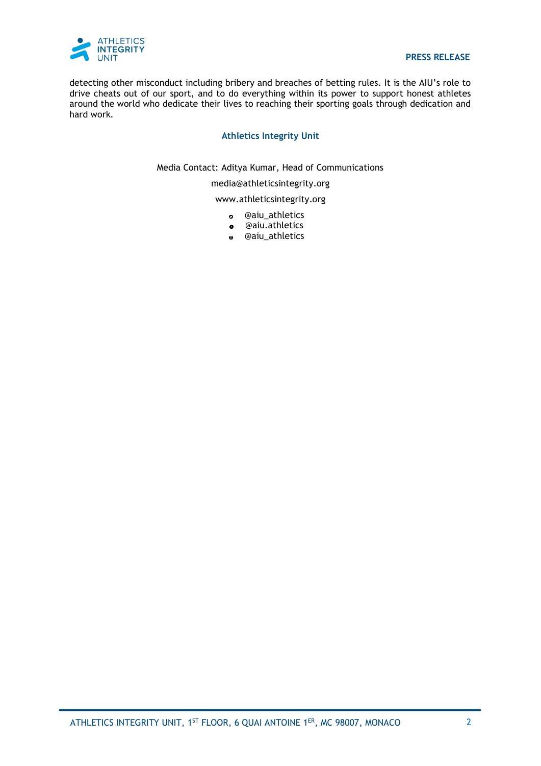detecting other misconduct including bribery and breaches of betting rules. It is the AIU's role to drive cheats out of our sport, and to do everything within its power to support honest athletes around the world who dedicate their lives to reaching their sporting goals through dedication and hard work.

**Athletics Integrity Unit**

Media Contact: Aditya Kumar, Head of Communications

media@athleticsintegrity.org

www.athleticsintegrity.org

- @aiu_athletics
- @aiu.athletics
- @aiu_athletics